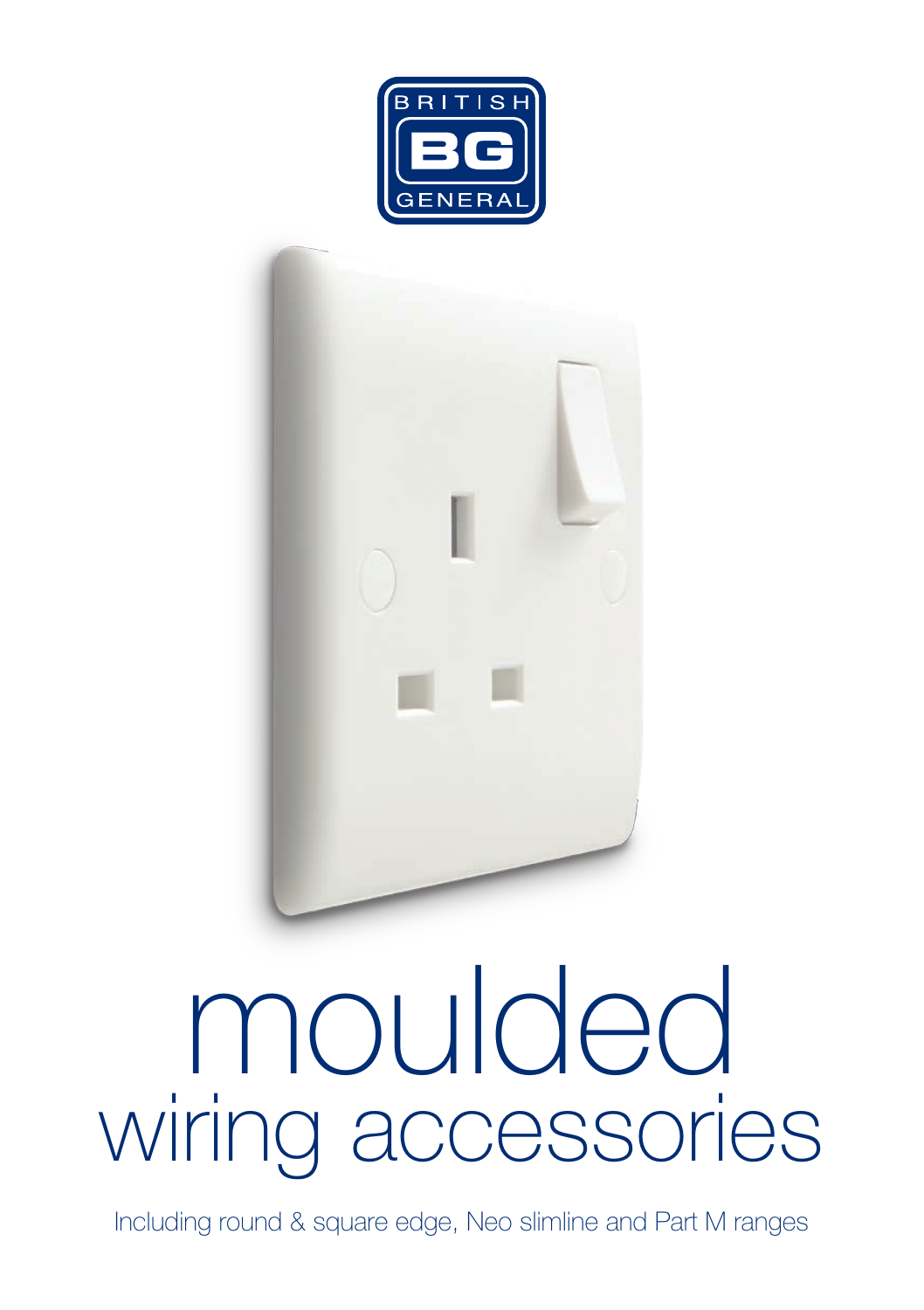BRITISH BG GENERAL

# moulded
## wiring accessories

Including round & square edge, Neo slimline and Part M ranges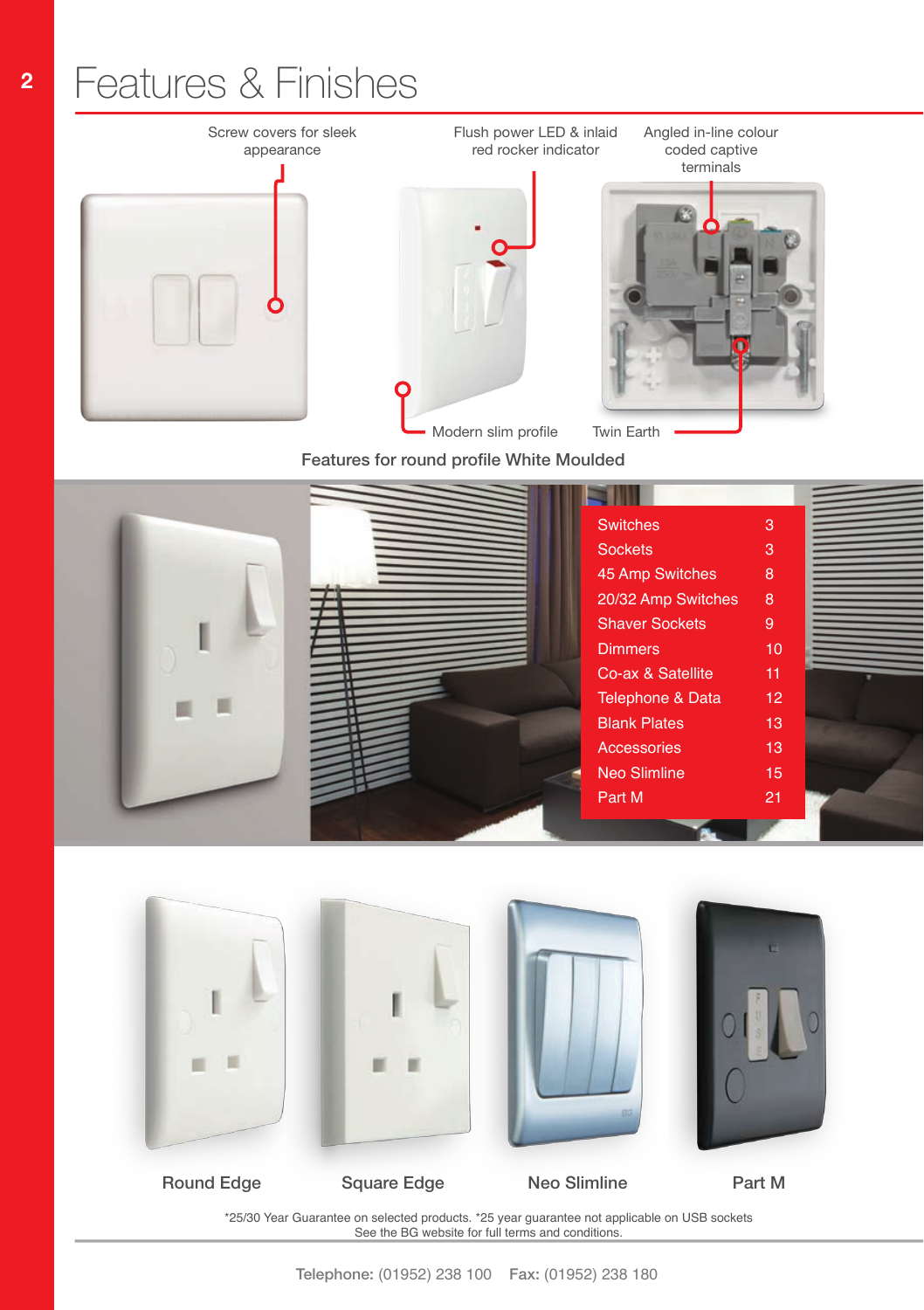# Features & Finishes

Screw covers for sleek appearance

Flush power LED & inlaid red rocker indicator

Angled in-line colour coded captive terminals

Modern slim profile

Twin Earth

**Features for round profile White Moulded**

| | |
|---|---|
| Switches | 3 |
| Sockets | 3 |
| 45 Amp Switches | 8 |
| 20/32 Amp Switches | 8 |
| Shaver Sockets | 9 |
| Dimmers | 10 |
| Co-ax & Satellite | 11 |
| Telephone & Data | 12 |
| Blank Plates | 13 |
| Accessories | 13 |
| Neo Slimline | 15 |
| Part M | 21 |

Round Edge

Square Edge

Neo Slimline

Part M

*25/30 Year Guarantee on selected products. *25 year guarantee not applicable on USB sockets
See the BG website for full terms and conditions.

**Telephone:** (01952) 238 100 **Fax:** (01952) 238 180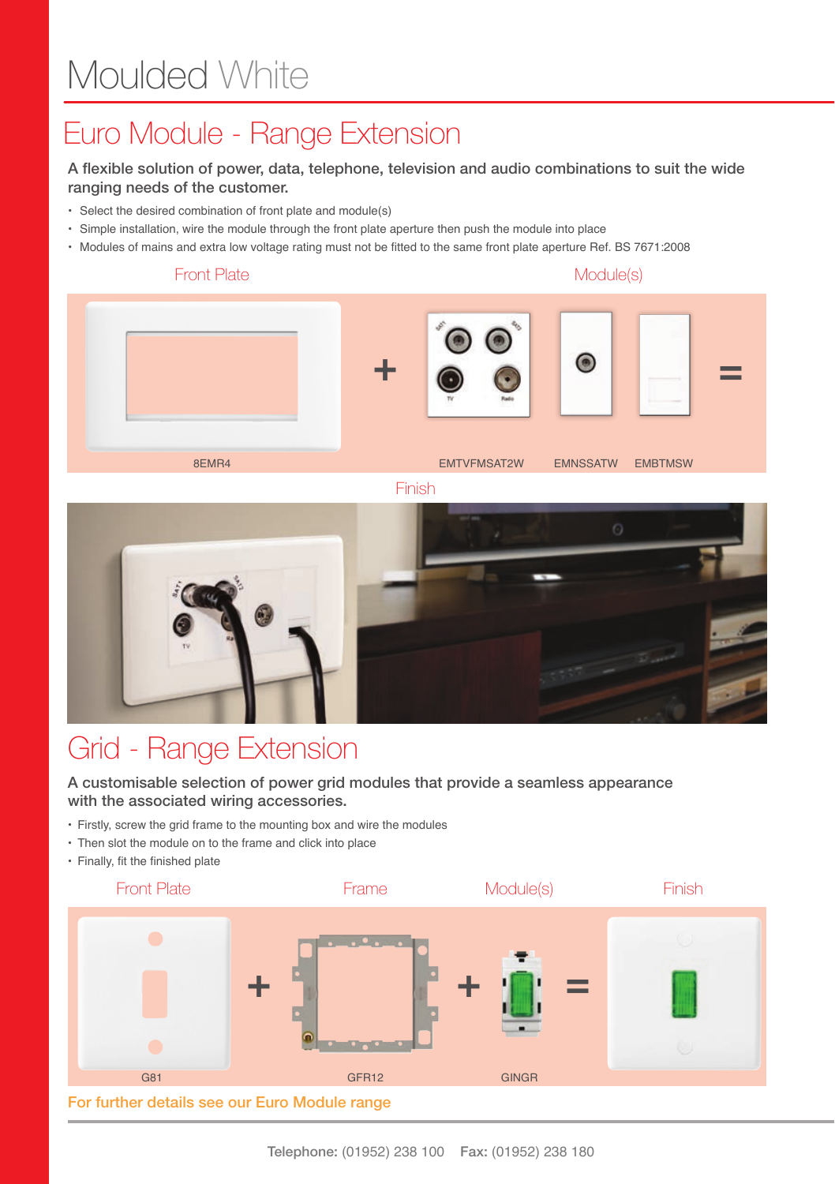# Moulded White

## Euro Module - Range Extension

**A flexible solution of power, data, telephone, television and audio combinations to suit the wide ranging needs of the customer.**

- Select the desired combination of front plate and module(s)
- Simple installation, wire the module through the front plate aperture then push the module into place
- Modules of mains and extra low voltage rating must not be fitted to the same front plate aperture Ref. BS 7671:2008

Front Plate

Module(s)

8EMR4 + EMTVFMSAT2W EMNSSATW EMBTMSW =

Finish

## Grid - Range Extension

**A customisable selection of power grid modules that provide a seamless appearance with the associated wiring accessories.**

- Firstly, screw the grid frame to the mounting box and wire the modules
- Then slot the module on to the frame and click into place
- Finally, fit the finished plate

Front Plate | Frame | Module(s) | Finish

G81 + GFR12 + GINGR =

For further details see our Euro Module range

**Telephone:** (01952) 238 100 **Fax:** (01952) 238 180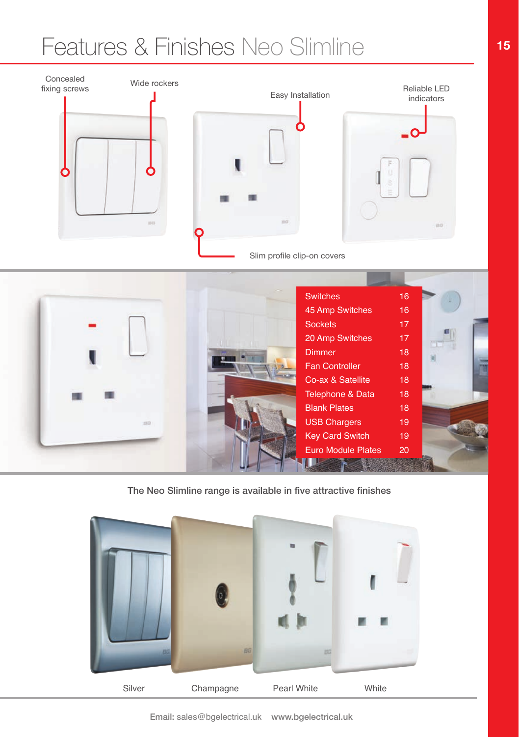# Features & Finishes Neo Slimline

Concealed fixing screws

Wide rockers

Easy Installation

Reliable LED indicators

Slim profile clip-on covers

| | |
|---|---|
| Switches | 16 |
| 45 Amp Switches | 16 |
| Sockets | 17 |
| 20 Amp Switches | 17 |
| Dimmer | 18 |
| Fan Controller | 18 |
| Co-ax & Satellite | 18 |
| Telephone & Data | 18 |
| Blank Plates | 18 |
| USB Chargers | 19 |
| Key Card Switch | 19 |
| Euro Module Plates | 20 |

The Neo Slimline range is available in five attractive finishes

Silver | Champagne | Pearl White | White

**Email:** sales@bgelectrical.uk **www.bgelectrical.uk**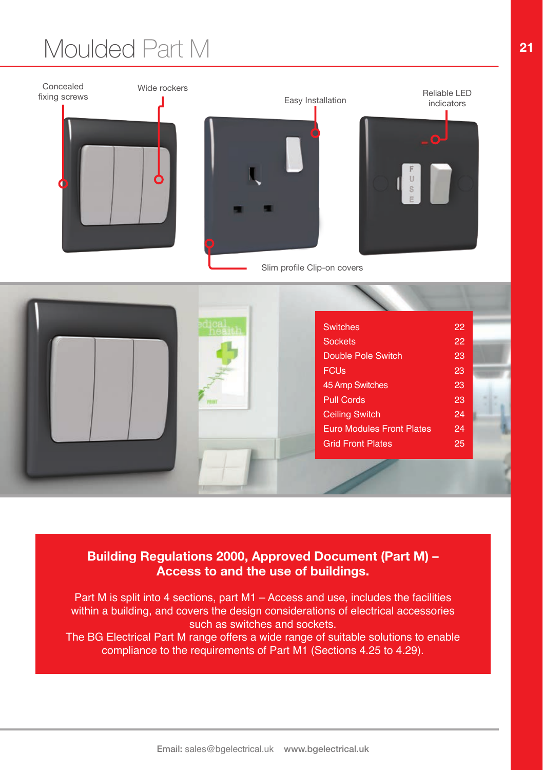# Moulded Part M

Concealed fixing screws

Wide rockers

Easy Installation

Reliable LED indicators

Slim profile Clip-on covers

| | |
|---|---|
| Switches | 22 |
| Sockets | 22 |
| Double Pole Switch | 23 |
| FCUs | 23 |
| 45 Amp Switches | 23 |
| Pull Cords | 23 |
| Ceiling Switch | 24 |
| Euro Modules Front Plates | 24 |
| Grid Front Plates | 25 |

**Building Regulations 2000, Approved Document (Part M) – Access to and the use of buildings.**

Part M is split into 4 sections, part M1 – Access and use, includes the facilities within a building, and covers the design considerations of electrical accessories such as switches and sockets.
The BG Electrical Part M range offers a wide range of suitable solutions to enable compliance to the requirements of Part M1 (Sections 4.25 to 4.29).

**Email:** sales@bgelectrical.uk **www.bgelectrical.uk**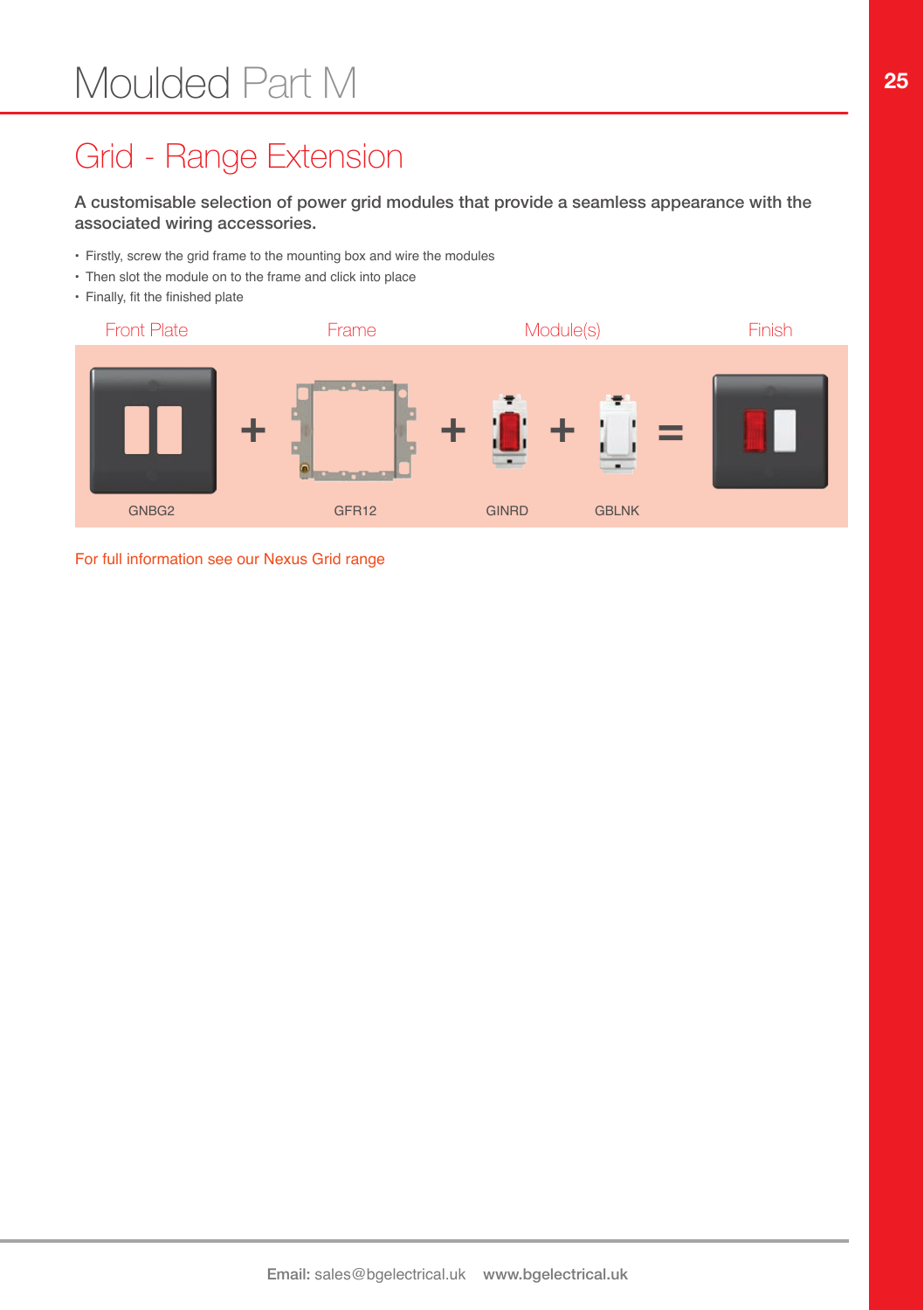# Moulded Part M

## Grid - Range Extension

**A customisable selection of power grid modules that provide a seamless appearance with the associated wiring accessories.**

- Firstly, screw the grid frame to the mounting box and wire the modules
- Then slot the module on to the frame and click into place
- Finally, fit the finished plate

| Front Plate | | Frame | | Module(s) | | | | Finish |
|---|---|---|---|---|---|---|---|---|
| GNBG2 | + | GFR12 | + | GINRD | + | GBLNK | = | |

For full information see our Nexus Grid range

**Email:** sales@bgelectrical.uk **www.bgelectrical.uk**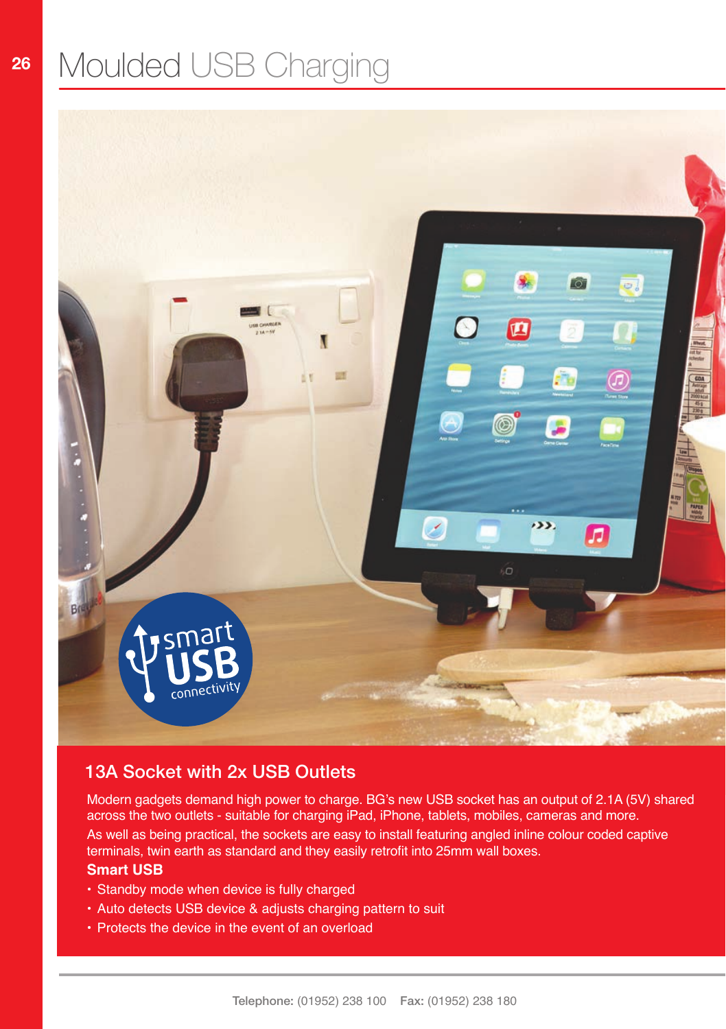# Moulded USB Charging

## 13A Socket with 2x USB Outlets

Modern gadgets demand high power to charge. BG's new USB socket has an output of 2.1A (5V) shared across the two outlets - suitable for charging iPad, iPhone, tablets, mobiles, cameras and more.

As well as being practical, the sockets are easy to install featuring angled inline colour coded captive terminals, twin earth as standard and they easily retrofit into 25mm wall boxes.

**Smart USB**

- Standby mode when device is fully charged
- Auto detects USB device & adjusts charging pattern to suit
- Protects the device in the event of an overload

**Telephone:** (01952) 238 100 **Fax:** (01952) 238 180